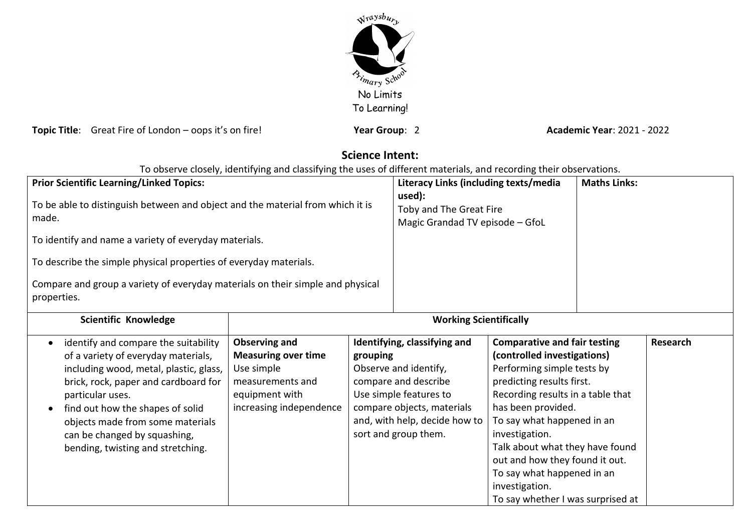Wraysbury Primary School

No Limits To Learning!

**Topic Title**: Great Fire of London – oops it's on fire! **Year Group**: 2 **Academic Year**: 2021 - 2022

## Science Intent:

To observe closely, identifying and classifying the uses of different materials, and recording their observations.

| **Prior Scientific Learning/Linked Topics:** | **Literacy Links (including texts/media used):** | **Maths Links:** |
|---|---|---|
| To be able to distinguish between and object and the material from which it is made.<br><br>To identify and name a variety of everyday materials.<br><br>To describe the simple physical properties of everyday materials.<br><br>Compare and group a variety of everyday materials on their simple and physical properties. | Toby and The Great Fire<br>Magic Grandad TV episode – GfoL | |

| **Scientific Knowledge** | **Working Scientifically** | | | |
|---|---|---|---|---|
| | **Observing and Measuring over time** | **Identifying, classifying and grouping** | **Comparative and fair testing (controlled investigations)** | **Research** |
| • identify and compare the suitability of a variety of everyday materials, including wood, metal, plastic, glass, brick, rock, paper and cardboard for particular uses.<br>• find out how the shapes of solid objects made from some materials can be changed by squashing, bending, twisting and stretching. | Use simple measurements and equipment with increasing independence | Observe and identify, compare and describe<br>Use simple features to compare objects, materials and, with help, decide how to sort and group them. | Performing simple tests by predicting results first.<br>Recording results in a table that has been provided.<br>To say what happened in an investigation.<br>Talk about what they have found out and how they found it out.<br>To say what happened in an investigation.<br>To say whether I was surprised at | |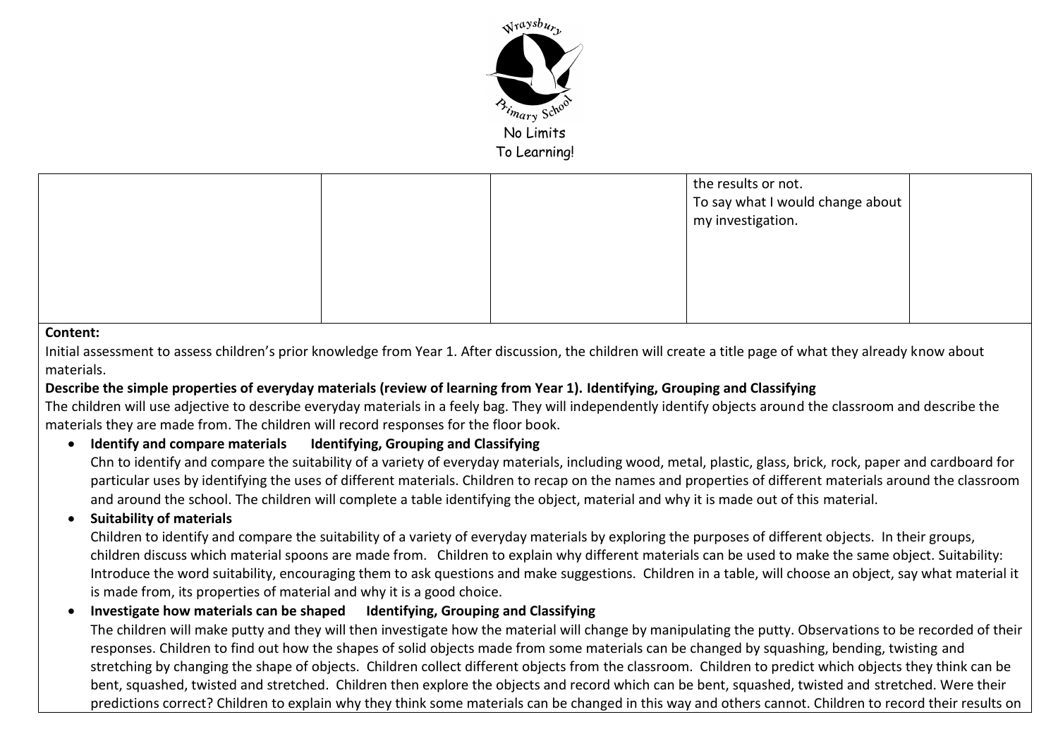| | | | | |
|---|---|---|---|---|
| | | | the results or not.<br>To say what I would change about my investigation. | |

**Content:**

Initial assessment to assess children's prior knowledge from Year 1. After discussion, the children will create a title page of what they already know about materials.

**Describe the simple properties of everyday materials (review of learning from Year 1). Identifying, Grouping and Classifying**

The children will use adjective to describe everyday materials in a feely bag. They will independently identify objects around the classroom and describe the materials they are made from. The children will record responses for the floor book.

- **Identify and compare materials Identifying, Grouping and Classifying**
  Chn to identify and compare the suitability of a variety of everyday materials, including wood, metal, plastic, glass, brick, rock, paper and cardboard for particular uses by identifying the uses of different materials. Children to recap on the names and properties of different materials around the classroom and around the school. The children will complete a table identifying the object, material and why it is made out of this material.
- **Suitability of materials**
  Children to identify and compare the suitability of a variety of everyday materials by exploring the purposes of different objects. In their groups, children discuss which material spoons are made from. Children to explain why different materials can be used to make the same object. Suitability: Introduce the word suitability, encouraging them to ask questions and make suggestions. Children in a table, will choose an object, say what material it is made from, its properties of material and why it is a good choice.
- **Investigate how materials can be shaped Identifying, Grouping and Classifying**
  The children will make putty and they will then investigate how the material will change by manipulating the putty. Observations to be recorded of their responses. Children to find out how the shapes of solid objects made from some materials can be changed by squashing, bending, twisting and stretching by changing the shape of objects. Children collect different objects from the classroom. Children to predict which objects they think can be bent, squashed, twisted and stretched. Children then explore the objects and record which can be bent, squashed, twisted and stretched. Were their predictions correct? Children to explain why they think some materials can be changed in this way and others cannot. Children to record their results on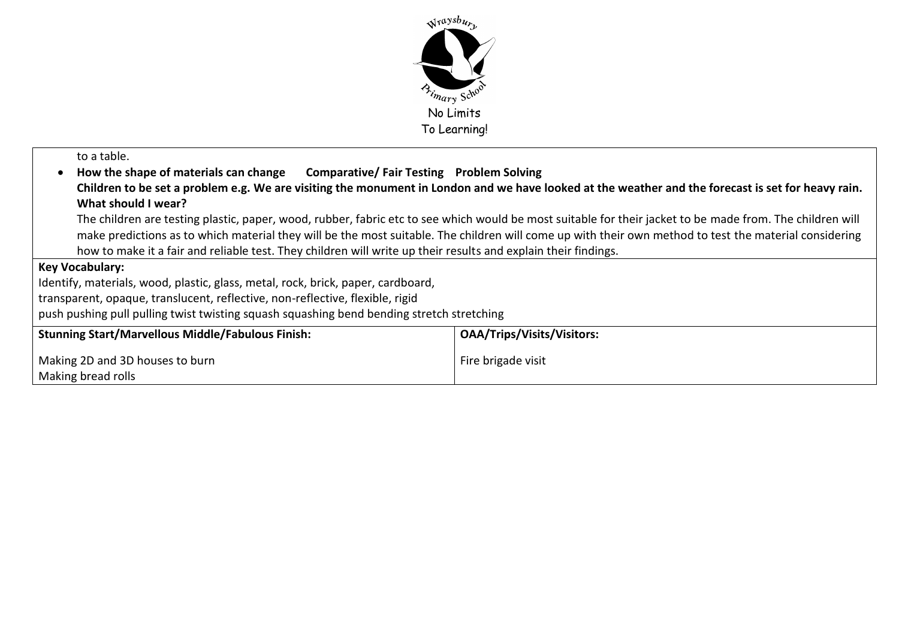Wraysbury Primary School

No Limits To Learning!

to a table.

- **How the shape of materials can change    Comparative/ Fair Testing   Problem Solving**
  **Children to be set a problem e.g. We are visiting the monument in London and we have looked at the weather and the forecast is set for heavy rain. What should I wear?**
  The children are testing plastic, paper, wood, rubber, fabric etc to see which would be most suitable for their jacket to be made from. The children will make predictions as to which material they will be the most suitable. The children will come up with their own method to test the material considering how to make it a fair and reliable test. They children will write up their results and explain their findings.

**Key Vocabulary:**
Identify, materials, wood, plastic, glass, metal, rock, brick, paper, cardboard,
transparent, opaque, translucent, reflective, non-reflective, flexible, rigid
push pushing pull pulling twist twisting squash squashing bend bending stretch stretching

| **Stunning Start/Marvellous Middle/Fabulous Finish:** | **OAA/Trips/Visits/Visitors:** |
|---|---|
| Making 2D and 3D houses to burn<br>Making bread rolls | Fire brigade visit |